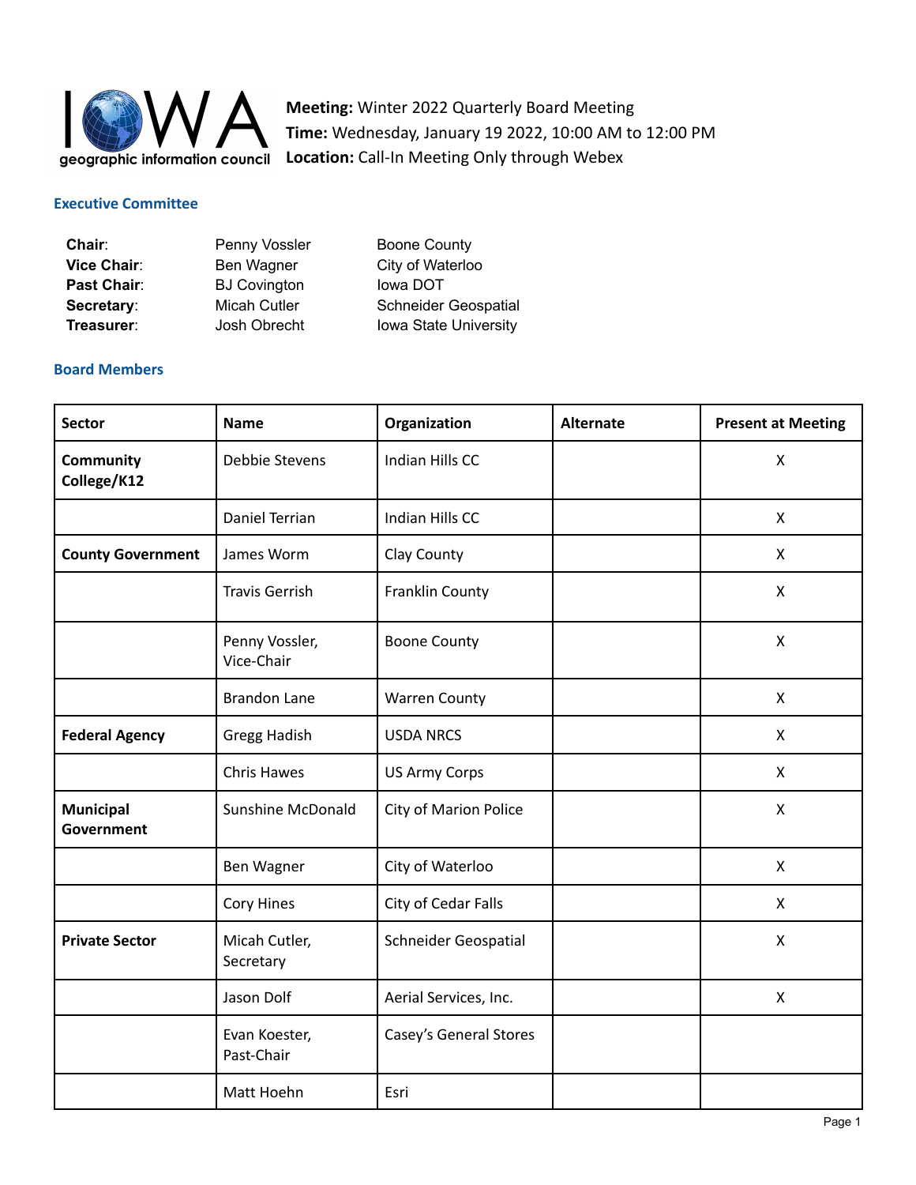**Meeting:** Winter 2022 Quarterly Board Meeting
**Time:** Wednesday, January 19 2022, 10:00 AM to 12:00 PM
**Location:** Call-In Meeting Only through Webex

## Executive Committee

| | | |
|---|---|---|
| **Chair**: | Penny Vossler | Boone County |
| **Vice Chair**: | Ben Wagner | City of Waterloo |
| **Past Chair**: | BJ Covington | Iowa DOT |
| **Secretary**: | Micah Cutler | Schneider Geospatial |
| **Treasurer**: | Josh Obrecht | Iowa State University |

## Board Members

| Sector | Name | Organization | Alternate | Present at Meeting |
|---|---|---|---|---|
| **Community College/K12** | Debbie Stevens | Indian Hills CC | | X |
| | Daniel Terrian | Indian Hills CC | | X |
| **County Government** | James Worm | Clay County | | X |
| | Travis Gerrish | Franklin County | | X |
| | Penny Vossler, Vice-Chair | Boone County | | X |
| | Brandon Lane | Warren County | | X |
| **Federal Agency** | Gregg Hadish | USDA NRCS | | X |
| | Chris Hawes | US Army Corps | | X |
| **Municipal Government** | Sunshine McDonald | City of Marion Police | | X |
| | Ben Wagner | City of Waterloo | | X |
| | Cory Hines | City of Cedar Falls | | X |
| **Private Sector** | Micah Cutler, Secretary | Schneider Geospatial | | X |
| | Jason Dolf | Aerial Services, Inc. | | X |
| | Evan Koester, Past-Chair | Casey's General Stores | | |
| | Matt Hoehn | Esri | | |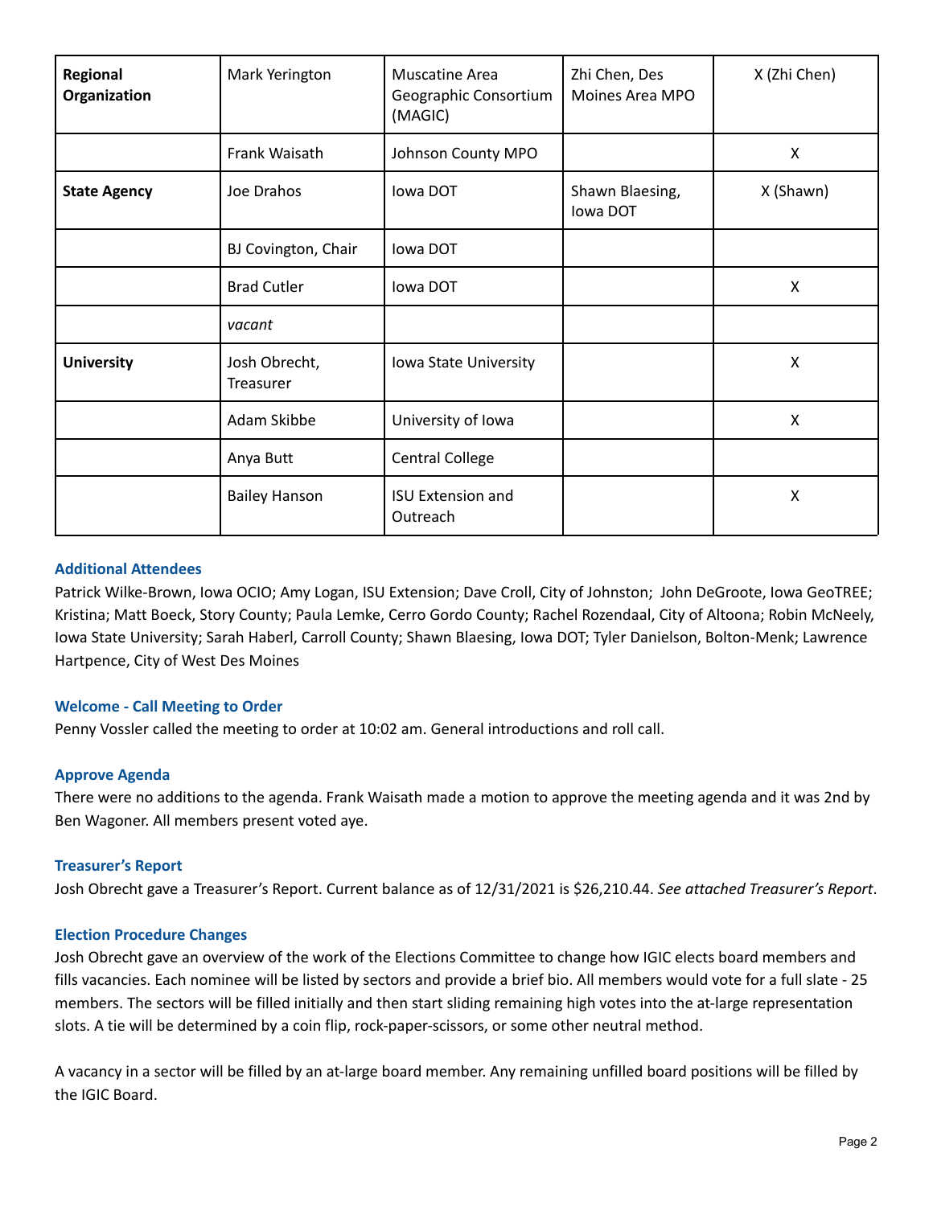| **Regional Organization** | Mark Yerington | Muscatine Area Geographic Consortium (MAGIC) | Zhi Chen, Des Moines Area MPO | X (Zhi Chen) |
|---|---|---|---|---|
| | Frank Waisath | Johnson County MPO | | X |
| **State Agency** | Joe Drahos | Iowa DOT | Shawn Blaesing, Iowa DOT | X (Shawn) |
| | BJ Covington, Chair | Iowa DOT | | |
| | Brad Cutler | Iowa DOT | | X |
| | *vacant* | | | |
| **University** | Josh Obrecht, Treasurer | Iowa State University | | X |
| | Adam Skibbe | University of Iowa | | X |
| | Anya Butt | Central College | | |
| | Bailey Hanson | ISU Extension and Outreach | | X |

### Additional Attendees

Patrick Wilke-Brown, Iowa OCIO; Amy Logan, ISU Extension; Dave Croll, City of Johnston; John DeGroote, Iowa GeoTREE; Kristina; Matt Boeck, Story County; Paula Lemke, Cerro Gordo County; Rachel Rozendaal, City of Altoona; Robin McNeely, Iowa State University; Sarah Haberl, Carroll County; Shawn Blaesing, Iowa DOT; Tyler Danielson, Bolton-Menk; Lawrence Hartpence, City of West Des Moines

### Welcome - Call Meeting to Order

Penny Vossler called the meeting to order at 10:02 am. General introductions and roll call.

### Approve Agenda

There were no additions to the agenda. Frank Waisath made a motion to approve the meeting agenda and it was 2nd by Ben Wagoner. All members present voted aye.

### Treasurer's Report

Josh Obrecht gave a Treasurer's Report. Current balance as of 12/31/2021 is $26,210.44. *See attached Treasurer's Report*.

### Election Procedure Changes

Josh Obrecht gave an overview of the work of the Elections Committee to change how IGIC elects board members and fills vacancies. Each nominee will be listed by sectors and provide a brief bio. All members would vote for a full slate - 25 members. The sectors will be filled initially and then start sliding remaining high votes into the at-large representation slots. A tie will be determined by a coin flip, rock-paper-scissors, or some other neutral method.

A vacancy in a sector will be filled by an at-large board member. Any remaining unfilled board positions will be filled by the IGIC Board.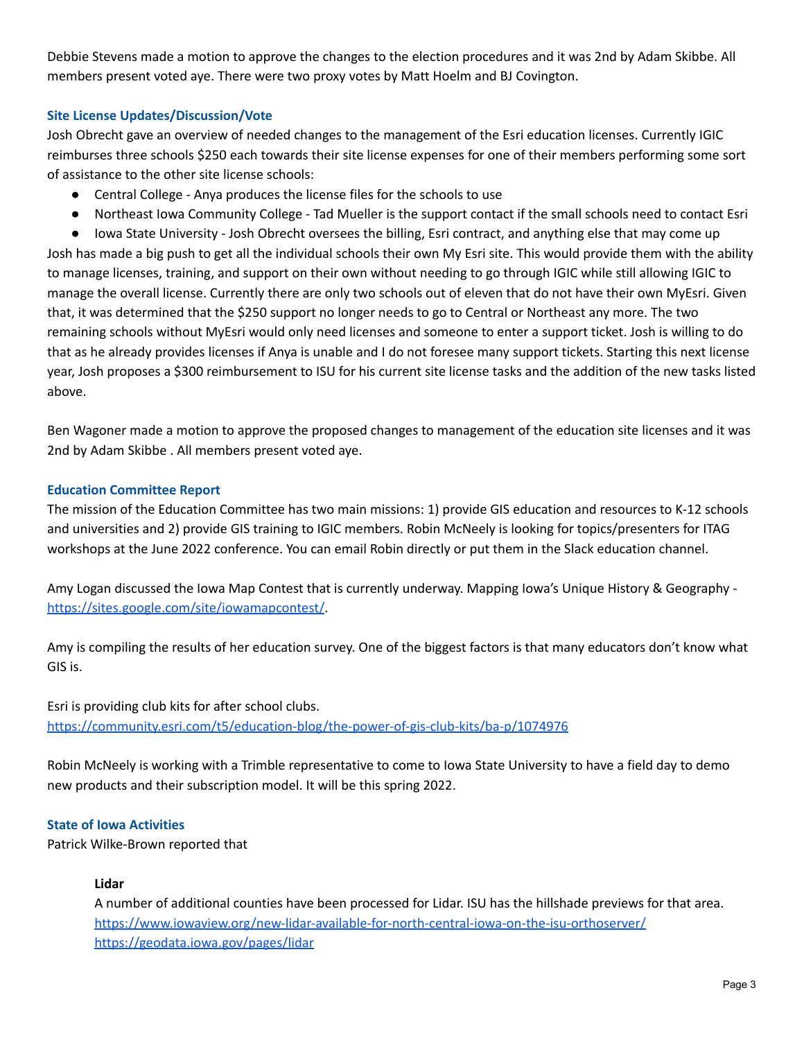Debbie Stevens made a motion to approve the changes to the election procedures and it was 2nd by Adam Skibbe. All members present voted aye. There were two proxy votes by Matt Hoelm and BJ Covington.

### Site License Updates/Discussion/Vote

Josh Obrecht gave an overview of needed changes to the management of the Esri education licenses. Currently IGIC reimburses three schools $250 each towards their site license expenses for one of their members performing some sort of assistance to the other site license schools:

- Central College - Anya produces the license files for the schools to use
- Northeast Iowa Community College - Tad Mueller is the support contact if the small schools need to contact Esri
- Iowa State University - Josh Obrecht oversees the billing, Esri contract, and anything else that may come up

Josh has made a big push to get all the individual schools their own My Esri site. This would provide them with the ability to manage licenses, training, and support on their own without needing to go through IGIC while still allowing IGIC to manage the overall license. Currently there are only two schools out of eleven that do not have their own MyEsri. Given that, it was determined that the $250 support no longer needs to go to Central or Northeast any more. The two remaining schools without MyEsri would only need licenses and someone to enter a support ticket. Josh is willing to do that as he already provides licenses if Anya is unable and I do not foresee many support tickets. Starting this next license year, Josh proposes a $300 reimbursement to ISU for his current site license tasks and the addition of the new tasks listed above.

Ben Wagoner made a motion to approve the proposed changes to management of the education site licenses and it was 2nd by Adam Skibbe . All members present voted aye.

### Education Committee Report

The mission of the Education Committee has two main missions: 1) provide GIS education and resources to K-12 schools and universities and 2) provide GIS training to IGIC members. Robin McNeely is looking for topics/presenters for ITAG workshops at the June 2022 conference. You can email Robin directly or put them in the Slack education channel.

Amy Logan discussed the Iowa Map Contest that is currently underway. Mapping Iowa's Unique History & Geography - https://sites.google.com/site/iowamapcontest/.

Amy is compiling the results of her education survey. One of the biggest factors is that many educators don't know what GIS is.

Esri is providing club kits for after school clubs.
https://community.esri.com/t5/education-blog/the-power-of-gis-club-kits/ba-p/1074976

Robin McNeely is working with a Trimble representative to come to Iowa State University to have a field day to demo new products and their subscription model. It will be this spring 2022.

### State of Iowa Activities

Patrick Wilke-Brown reported that

**Lidar**

A number of additional counties have been processed for Lidar. ISU has the hillshade previews for that area.
https://www.iowaview.org/new-lidar-available-for-north-central-iowa-on-the-isu-orthoserver/
https://geodata.iowa.gov/pages/lidar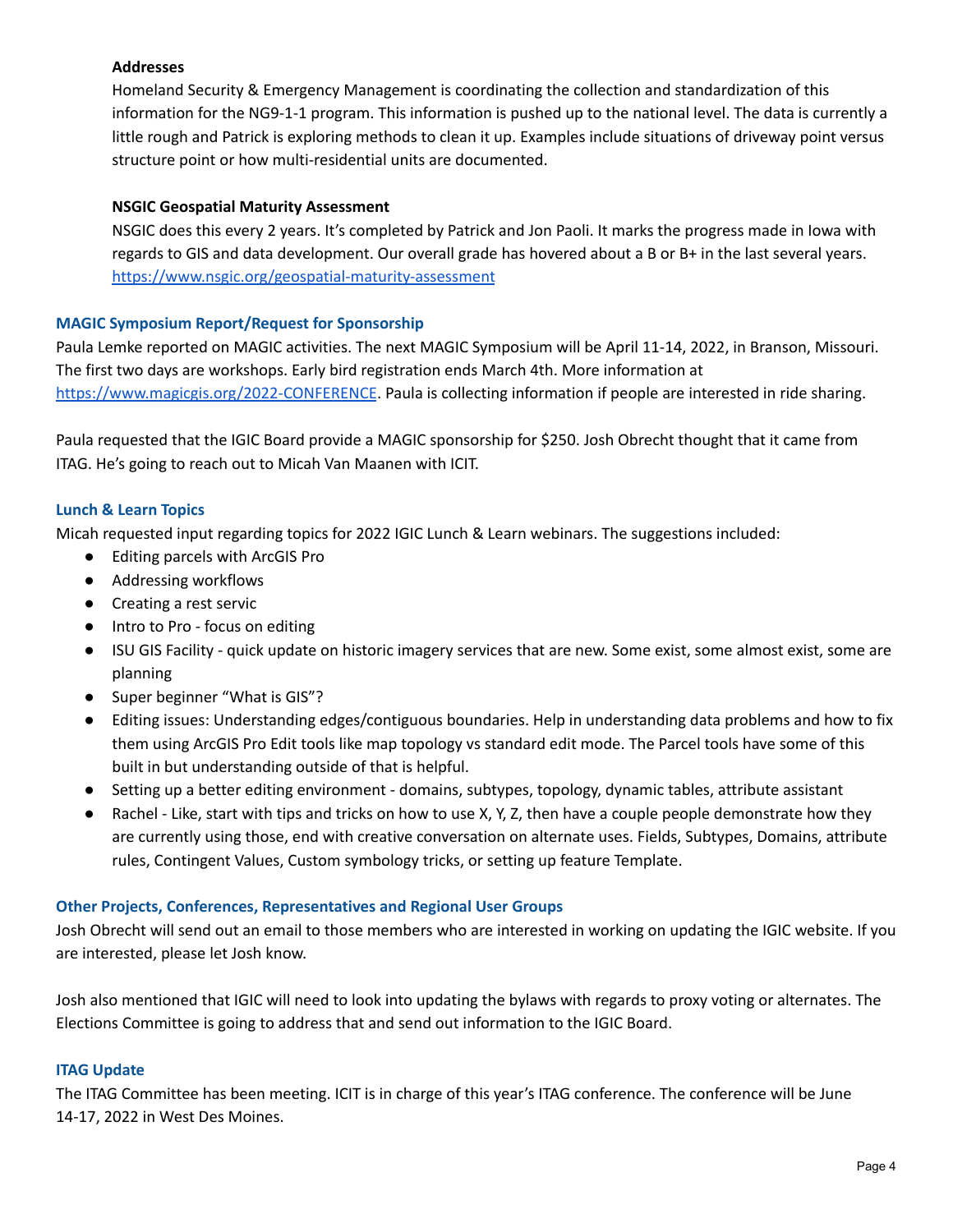**Addresses**

Homeland Security & Emergency Management is coordinating the collection and standardization of this information for the NG9-1-1 program. This information is pushed up to the national level. The data is currently a little rough and Patrick is exploring methods to clean it up. Examples include situations of driveway point versus structure point or how multi-residential units are documented.

**NSGIC Geospatial Maturity Assessment**

NSGIC does this every 2 years. It's completed by Patrick and Jon Paoli. It marks the progress made in Iowa with regards to GIS and data development. Our overall grade has hovered about a B or B+ in the last several years. https://www.nsgic.org/geospatial-maturity-assessment

### MAGIC Symposium Report/Request for Sponsorship

Paula Lemke reported on MAGIC activities. The next MAGIC Symposium will be April 11-14, 2022, in Branson, Missouri. The first two days are workshops. Early bird registration ends March 4th. More information at https://www.magicgis.org/2022-CONFERENCE. Paula is collecting information if people are interested in ride sharing.

Paula requested that the IGIC Board provide a MAGIC sponsorship for $250. Josh Obrecht thought that it came from ITAG. He's going to reach out to Micah Van Maanen with ICIT.

### Lunch & Learn Topics

Micah requested input regarding topics for 2022 IGIC Lunch & Learn webinars. The suggestions included:

- Editing parcels with ArcGIS Pro
- Addressing workflows
- Creating a rest servic
- Intro to Pro - focus on editing
- ISU GIS Facility - quick update on historic imagery services that are new. Some exist, some almost exist, some are planning
- Super beginner "What is GIS"?
- Editing issues: Understanding edges/contiguous boundaries. Help in understanding data problems and how to fix them using ArcGIS Pro Edit tools like map topology vs standard edit mode. The Parcel tools have some of this built in but understanding outside of that is helpful.
- Setting up a better editing environment - domains, subtypes, topology, dynamic tables, attribute assistant
- Rachel - Like, start with tips and tricks on how to use X, Y, Z, then have a couple people demonstrate how they are currently using those, end with creative conversation on alternate uses. Fields, Subtypes, Domains, attribute rules, Contingent Values, Custom symbology tricks, or setting up feature Template.

### Other Projects, Conferences, Representatives and Regional User Groups

Josh Obrecht will send out an email to those members who are interested in working on updating the IGIC website. If you are interested, please let Josh know.

Josh also mentioned that IGIC will need to look into updating the bylaws with regards to proxy voting or alternates. The Elections Committee is going to address that and send out information to the IGIC Board.

### ITAG Update

The ITAG Committee has been meeting. ICIT is in charge of this year's ITAG conference. The conference will be June 14-17, 2022 in West Des Moines.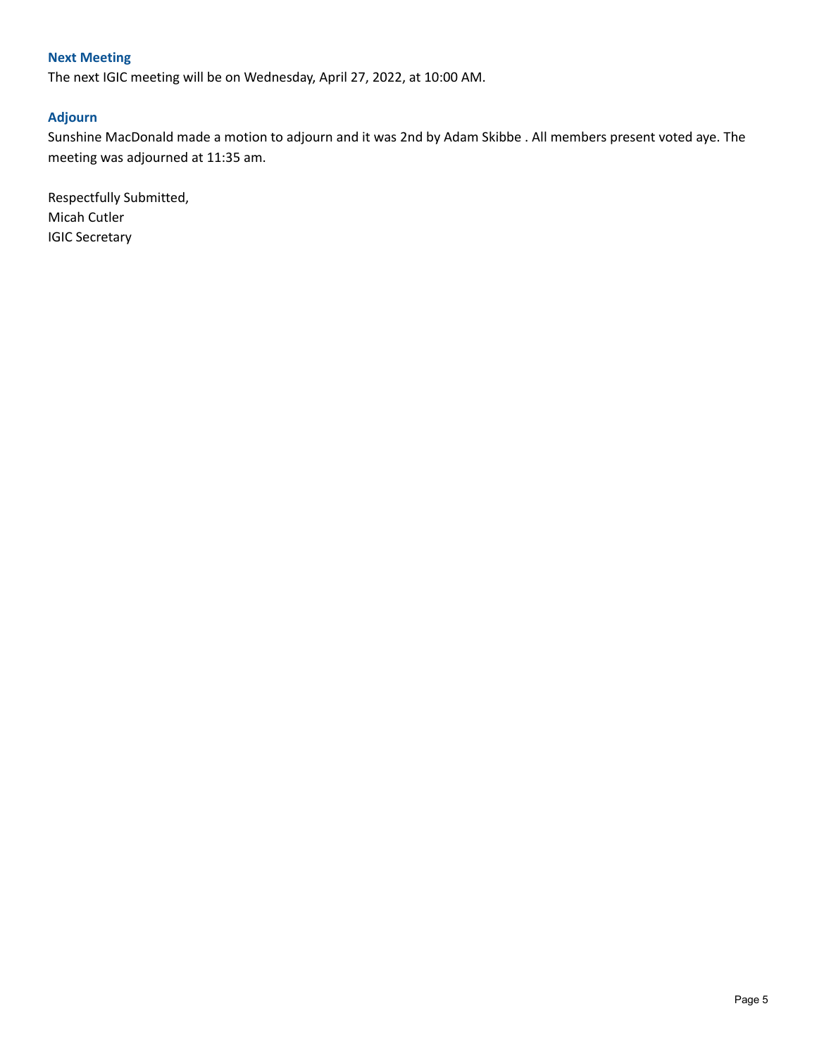## Next Meeting

The next IGIC meeting will be on Wednesday, April 27, 2022, at 10:00 AM.

## Adjourn

Sunshine MacDonald made a motion to adjourn and it was 2nd by Adam Skibbe . All members present voted aye. The meeting was adjourned at 11:35 am.

Respectfully Submitted,  
Micah Cutler  
IGIC Secretary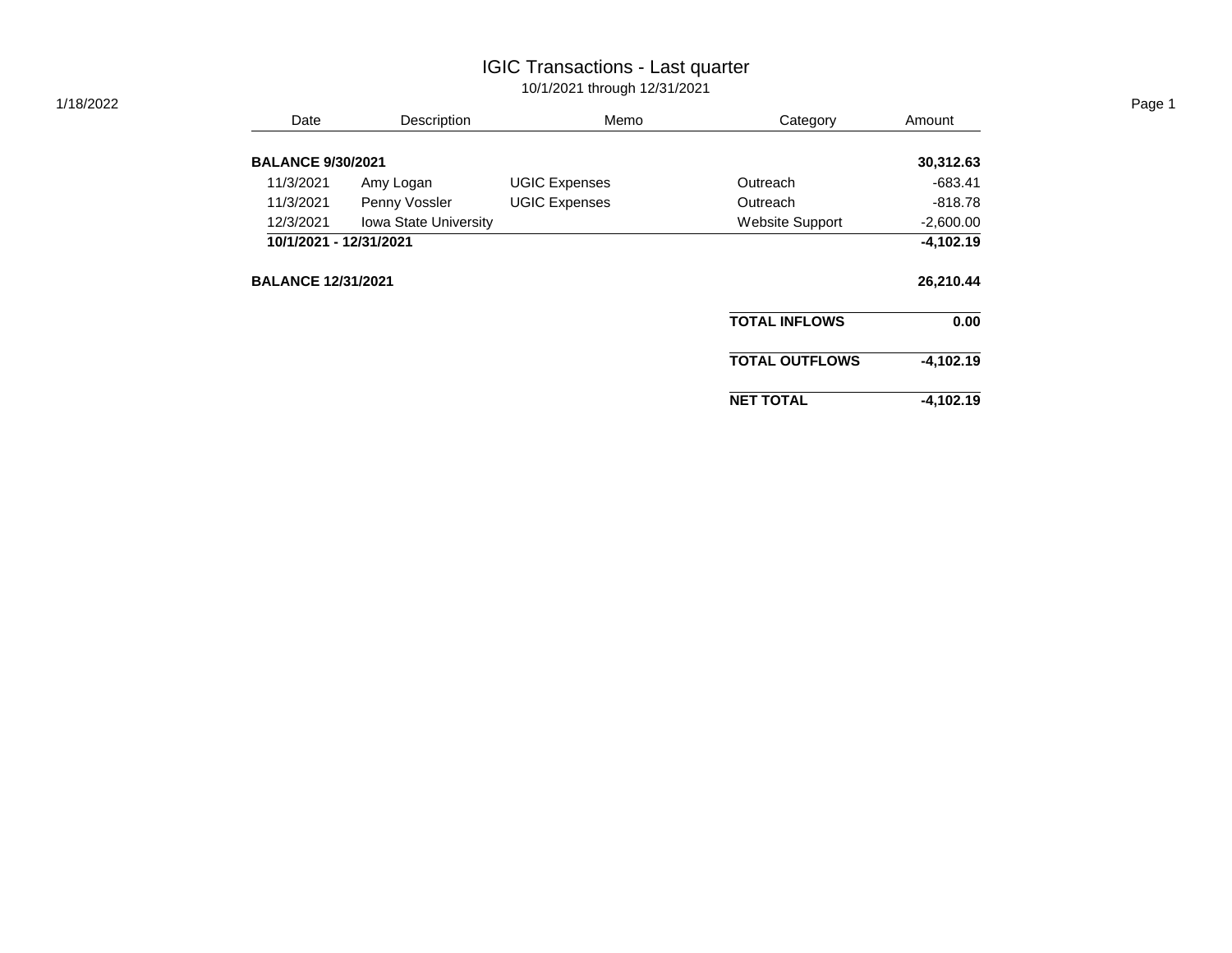# IGIC Transactions - Last quarter

10/1/2021 through 12/31/2021

1/18/2022

| Date | Description | Memo | Category | Amount |
|---|---|---|---|---|
| **BALANCE 9/30/2021** | | | | **30,312.63** |
| 11/3/2021 | Amy Logan | UGIC Expenses | Outreach | -683.41 |
| 11/3/2021 | Penny Vossler | UGIC Expenses | Outreach | -818.78 |
| 12/3/2021 | Iowa State University | | Website Support | -2,600.00 |
| **10/1/2021 - 12/31/2021** | | | | **-4,102.19** |
| **BALANCE 12/31/2021** | | | | **26,210.44** |
| | | | **TOTAL INFLOWS** | **0.00** |
| | | | **TOTAL OUTFLOWS** | **-4,102.19** |
| | | | **NET TOTAL** | **-4,102.19** |